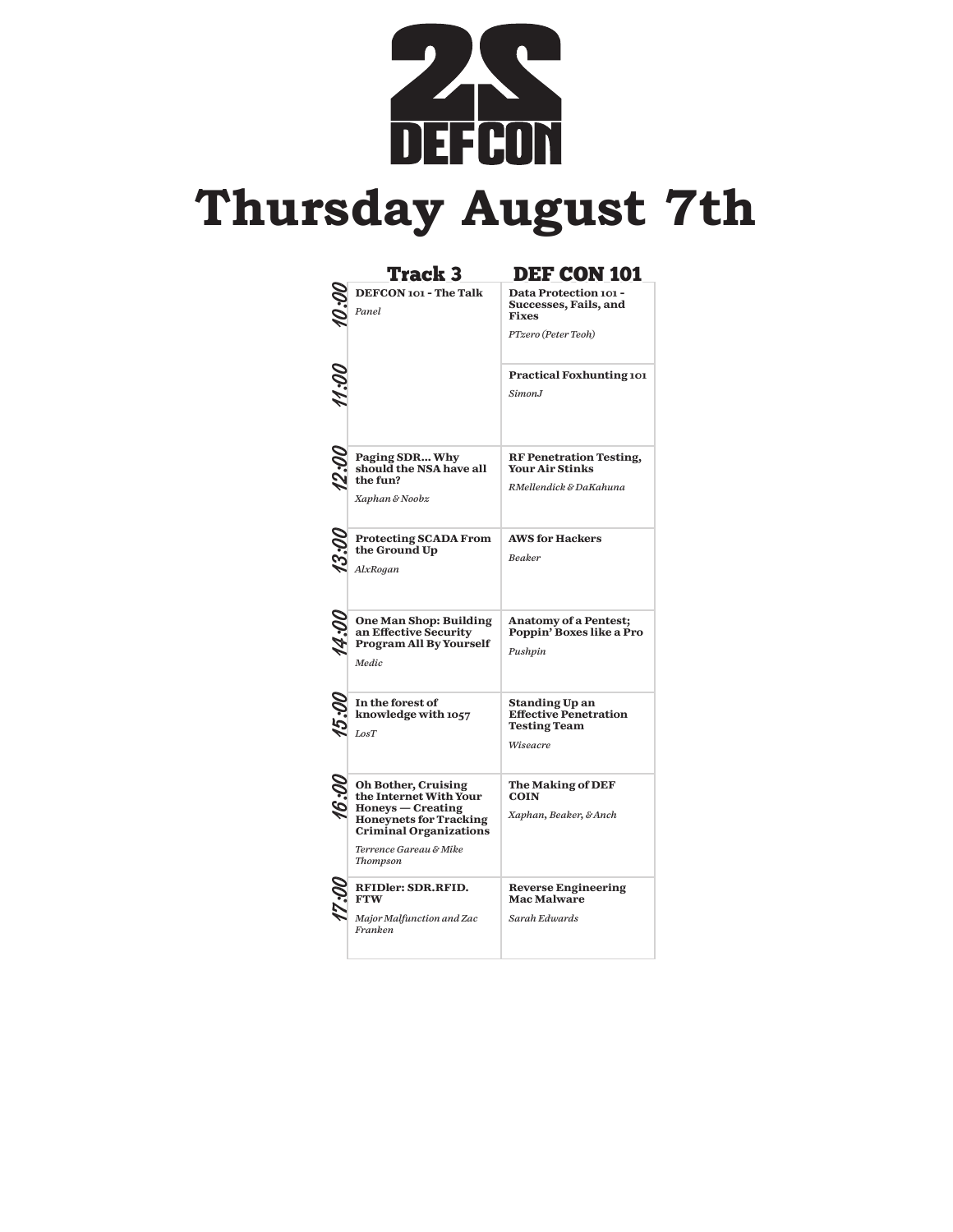# DEFCON 22

# Thursday August 7th

| | Track 3 | DEF CON 101 |
|---|---|---|
| 10:00 | **DEFCON 101 - The Talk** *Panel* | **Data Protection 101 - Successes, Fails, and Fixes** *PTzero (Peter Teoh)* |
| 11:00 | | **Practical Foxhunting 101** *SimonJ* |
| 12:00 | **Paging SDR... Why should the NSA have all the fun?** *Xaphan & Noobz* | **RF Penetration Testing, Your Air Stinks** *RMellendick & DaKahuna* |
| 13:00 | **Protecting SCADA From the Ground Up** *AlxRogan* | **AWS for Hackers** *Beaker* |
| 14:00 | **One Man Shop: Building an Effective Security Program All By Yourself** *Medic* | **Anatomy of a Pentest; Poppin' Boxes like a Pro** *Pushpin* |
| 15:00 | **In the forest of knowledge with 1057** *LosT* | **Standing Up an Effective Penetration Testing Team** *Wiseacre* |
| 16:00 | **Oh Bother, Cruising the Internet With Your Honeys — Creating Honeynets for Tracking Criminal Organizations** *Terrence Gareau & Mike Thompson* | **The Making of DEF COIN** *Xaphan, Beaker, & Anch* |
| 17:00 | **RFIDler: SDR.RFID. FTW** *Major Malfunction and Zac Franken* | **Reverse Engineering Mac Malware** *Sarah Edwards* |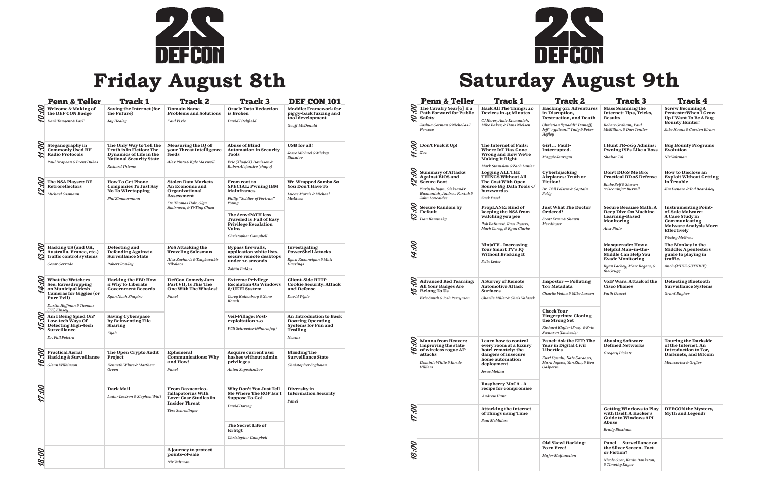# DEF CON 22

## Friday August 8th

| | Penn & Teller | Track 1 | Track 2 | Track 3 | DEF CON 101 |
|---|---|---|---|---|---|
| 10:00 | **Welcome & Making of the DEF CON Badge** *Dark Tangent & LosT* | **Saving the Internet (for the Future)** *Jay Healey* | **Domain Name Problems and Solutions** *Paul Vixie* | **Oracle Data Redaction is Broken** *David Litchfield* | **Meddle: Framework for piggy-back fuzzing and tool development** *Geoff McDonald* |
| 11:00 | **Steganography in Commonly Used HF Radio Protocols** *Paul Drapeau & Brent Dukes* | **The Only Way to Tell the Truth is in Fiction: The Dynamics of Life in the National Security State** *Richard Thieme* | **Measuring the IQ of your Threat Intelligence feeds** *Alex Pinto & Kyle Maxwell* | **Abuse of Blind Automation in Security Tools** *Eric (XlogicX) Davisson & Ruben Alejandro (chapo)* | **USB for all!** *Jesse Michael & Mickey Shkatov* |
| 12:00 | **The NSA Playset: RF Retroreflectors** *Michael Ossmann* | **How To Get Phone Companies To Just Say No To Wiretapping** *Phil Zimmermann* | **Stolen Data Markets An Economic and Organizational Assessment** *Dr. Thomas Holt, Olga Smirnova, & Yi-Ting Chua* | **From root to SPECIAL: Pwning IBM Mainframes** *Philip "Soldier of Fortran" Young* / **The $env:PATH less Traveled is Full of Easy Privilege Escalation Vulns** *Christopher Campbell* | **We Wrapped Samba So You Don't Have To** *Lucas Morris & Michael McAtees* |
| 13:00 | **Hacking US (and UK, Australia, France, etc.) traffic control systems** *Cesar Cerrudo* | **Detecting and Defending Against a Surveillance State** *Robert Rowley* | **PoS Attacking the Traveling Salesman** *Alex Zacharis & Tsagkarakis Nikolaos* | **Bypass firewalls, application white lists, secure remote desktops under 20 seconds** *Zoltán Balázs* | **Investigating PowerShell Attacks** *Ryan Kazanciyan & Matt Hastings* |
| 14:00 | **What the Watchers See: Eavesdropping on Municipal Mesh Cameras for Giggles (or Pure Evil)** *Dustin Heffman & Thomas (TK) Kinsey* | **Hacking the FBI: How & Why to Liberate Government Records** *Ryan Noah Shapiro* | **DefCon Comedy Jam Part VII, Is This The One With The Whales?** *Panel* | **Extreme Privilege Escalation On Windows 8/UEFI System** *Corey Kallenberg & Xeno Kovah* | **Client-Side HTTP Cookie Security: Attack and Defense** *David Wyde* |
| 15:00 | **Am I Being Spied On? Low-tech Ways Of Detecting High-tech Surveillance** *Dr. Phil Polstra* | **Saving Cyberspace by Reinventing File Sharing** *Eijah* | | **Veil-Pillage: Post-exploitation 2.0** *Will Schroeder (@harmj0y)* | **An Introduction to Back Dooring Operating Systems for Fun and Trolling** *Nemus* |
| 16:00 | **Practical Aerial Hacking & Surveillance** *Glenn Wilkinson* | **The Open Crypto Audit Project** *Kenneth White & Matthew Green* | **Ephemeral Communications: Why and How?** *Panel* | **Acquire current user hashes without admin privileges** *Anton Sapozhnikov* | **Blinding The Surveillance State** *Christopher Soghoian* |
| 17:00 | | **Dark Mail** *Ladar Levison & Stephen Watt* | **From Raxacorico-fallapatorius With Love: Case Studies In Insider Threat** *Tess Schrodinger* | **Why Don't You Just Tell Me Where The ROP Isn't Suppose To Go?** *David Dorsey* / **The Secret Life of Krbtgt** *Christopher Campbell* | **Diversity in Information Security** *Panel* |
| 18:00 | | | **A journey to protect points-of-sale** *Nir Valtman* | | |

## Saturday August 9th

| | Penn & Teller | Track 1 | Track 2 | Track 3 | Track 4 |
|---|---|---|---|---|---|
| 10:00 | **The Cavalry Year[0] & a Path Forward for Public Safety** *Joshua Corman & Nicholas J Percoco* | **Hack All The Things: 20 Devices in 45 Minutes** *CJ Heres, Amir Etemadieh, Mike Baker, & Hans Nielsen* | **Hacking 911: Adventures in Disruption, Destruction, and Death** *Christian "quaddi" Dameff, Jeff "r3plicant" Tully & Peter Hefley* | **Mass Scanning the Internet: Tips, Tricks, Results** *Robert Graham, Paul McMillan, & Dan Tentler* | **Screw Becoming A PentesterWhen I Grow Up I Want To Be A Bug Bounty Hunter!** *Jake Kouns & Carsten Eiram* |
| 11:00 | **Don't Fuck it Up!** *Zoz* | **The Internet of Fails: Where IoT Has Gone Wrong and How We're Making It Right** *Mark Stanislav & Zach Lanier* | **Girl… Fault-Interrupted.** *Maggie Jauregui* | **I Hunt TR-069 Admins: Pwning ISPs Like a Boss** *Shahar Tal* | **Bug Bounty Programs Evolution** *Nir Valtman* |
| 12:00 | **Summary of Attacks Against BIOS and Secure Boot** *Yuriy Bulygin, Oleksandr Bazhaniuk, Andrew Furtak & John Loucaides* | **Logging ALL THE THINGS Without All The Cost With Open Source Big Data Tools </ buzzwords>** *Zack Fasel* | **Cyberhijacking Airplanes: Truth or Fiction?** *Dr. Phil Polstra & Captain Polly* | **Don't DDoS Me Bro: Practical DDoS Defense** *Blake Self & Shawn "cisconinja" Burrell* | **How to Disclose an Exploit Without Getting in Trouble** *Jim Denaro & Tod Beardsley* |
| 13:00 | **Secure Random by Default** *Dan Kaminsky* | **PropLANE: Kind of keeping the NSA from watching you pee** *Rob Bathurst, Russ Rogers, Mark Carey, & Ryan Clarke* | **Just What The Doctor Ordered?** *Scott Erven & Shawn Merdinger* | **Secure Because Math: A Deep Dive On Machine Learning-Based Monitoring** *Alex Pinto* | **Instrumenting Point-of-Sale Malware: A Case Study in Communicating Malware Analysis More Effectively** *Wesley McGrew* |
| 14:00 | | **NinjaTV - Increasing Your Smart TV's IQ Without Bricking It** *Felix Leder* | | **Masquerade: How a Helpful Man-in-the-Middle Can Help You Evade Monitoring** *Ryan Lackey, Marc Rogers, & theGrugq* | **The Monkey in the Middle: A pentesters guide to playing in traffic.** *Anch (MIKE GUTHRIE)* |
| 15:00 | **Advanced Red Teaming: All Your Badges Are Belong To Us** *Eric Smith & Josh Perrymon* | **A Survey of Remote Automotive Attack Surfaces** *Charlie Miller & Chris Valasek* | **Impostor — Polluting Tor Metadata** *Charlie Vedaa & Mike Larsen* / **Check Your Fingerprints: Cloning the Strong Set** *Richard Klafter (Free) & Eric Swanson (Lachesis)* | **VoIP Wars: Attack of the Cisco Phones** *Fatih Ozavci* | **Detecting Bluetooth Surveillance Systems** *Grant Bugher* |
| 16:00 | **Manna from Heaven: Improving the state of wireless rogue AP attacks** *Dominic White & Ian de Villiers* | **Learn how to control every room at a luxury hotel remotely: the dangers of insecure home automation deployment** *Jesus Molina* / **Raspberry MoCA - A recipe for compromise** *Andrew Hunt* | **Panel: Ask the EFF: The Year in Digital Civil Liberties** *Kurt Opsahl, Nate Cardozo, Mark Jaycox, Yan Zhu, & Eva Galperin* | **Abusing Software Defined Networks** *Gregory Pickett* | **Touring the Darkside of the Internet. An Introduction to Tor, Darknets, and Bitcoin** *Metacortex & Grifter* |
| 17:00 | | **Attacking the Internet of Things using Time** *Paul McMillan* | | **Getting Windows to Play with Itself: A Hacker's Guide to Windows API Abuse** *Brady Bloxham* | **DEFCON the Mystery, Myth and Legend?** |
| 18:00 | | | **Old Skewl Hacking: Porn Free!** *Major Malfunction* | **Panel — Surveillance on the Silver Screen- Fact or Fiction?** *Nicole Ozer, Kevin Bankston, & Timothy Edgar* | |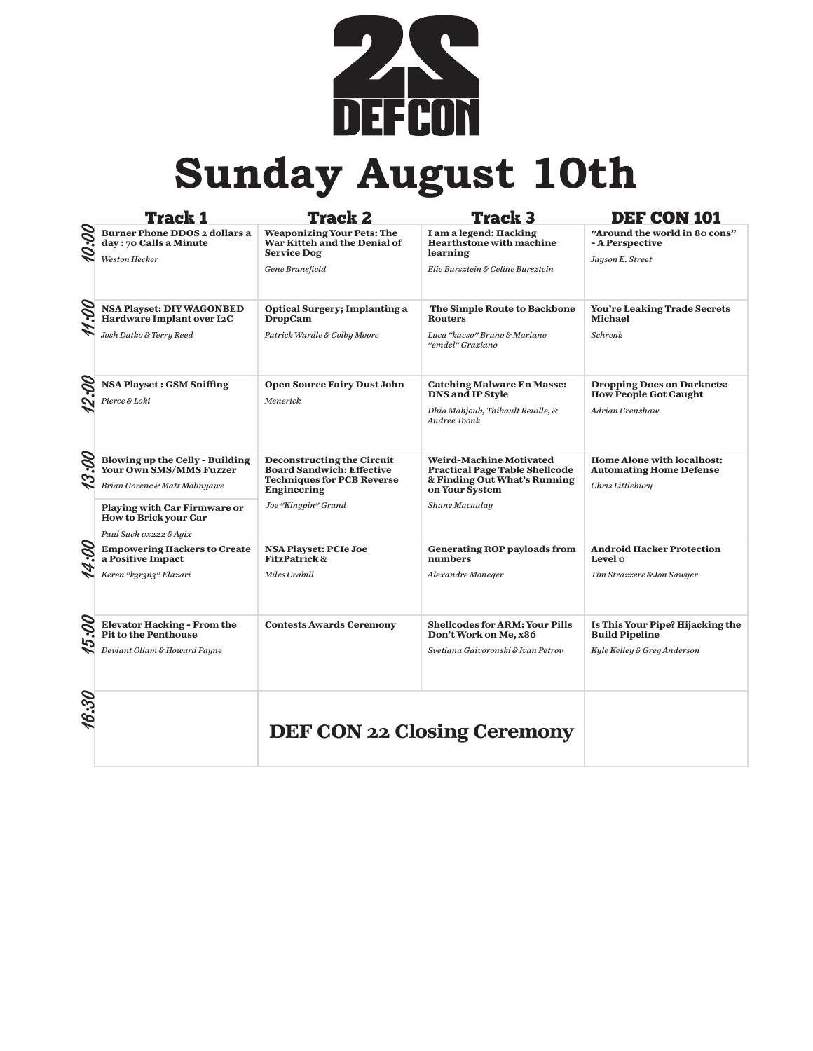# DEF CON 22

# Sunday August 10th

| | Track 1 | Track 2 | Track 3 | DEF CON 101 |
|---|---|---|---|---|
| 10:00 | **Burner Phone DDOS 2 dollars a day : 70 Calls a Minute** *Weston Hecker* | **Weaponizing Your Pets: The War Kitteh and the Denial of Service Dog** *Gene Bransfield* | **I am a legend: Hacking Hearthstone with machine learning** *Elie Bursztein & Celine Bursztein* | **"Around the world in 80 cons" - A Perspective** *Jayson E. Street* |
| 11:00 | **NSA Playset: DIY WAGONBED Hardware Implant over I2C** *Josh Datko & Terry Reed* | **Optical Surgery; Implanting a DropCam** *Patrick Wardle & Colby Moore* | **The Simple Route to Backbone Routers** *Luca "kaeso" Bruno & Mariano "emdel" Graziano* | **You're Leaking Trade Secrets Michael** *Schrenk* |
| 12:00 | **NSA Playset : GSM Sniffing** *Pierce & Loki* | **Open Source Fairy Dust John** *Menerick* | **Catching Malware En Masse: DNS and IP Style** *Dhia Mahjoub, Thibault Reuille, & Andree Toonk* | **Dropping Docs on Darknets: How People Got Caught** *Adrian Crenshaw* |
| 13:00 | **Blowing up the Celly - Building Your Own SMS/MMS Fuzzer** *Brian Gorenc & Matt Molinyawe* **Playing with Car Firmware or How to Brick your Car** *Paul Such 0x222 & Agix* | **Deconstructing the Circuit Board Sandwich: Effective Techniques for PCB Reverse Engineering** *Joe "Kingpin" Grand* | **Weird-Machine Motivated Practical Page Table Shellcode & Finding Out What's Running on Your System** *Shane Macaulay* | **Home Alone with localhost: Automating Home Defense** *Chris Littlebury* |
| 14:00 | **Empowering Hackers to Create a Positive Impact** *Keren "k3r3n3" Elazari* | **NSA Playset: PCIe Joe FitzPatrick &** *Miles Crabill* | **Generating ROP payloads from numbers** *Alexandre Moneger* | **Android Hacker Protection Level 0** *Tim Strazzere & Jon Sawyer* |
| 15:00 | **Elevator Hacking - From the Pit to the Penthouse** *Deviant Ollam & Howard Payne* | **Contests Awards Ceremony** | **Shellcodes for ARM: Your Pills Don't Work on Me, x86** *Svetlana Gaivoronski & Ivan Petrov* | **Is This Your Pipe? Hijacking the Build Pipeline** *Kyle Kelley & Greg Anderson* |
| 16:30 | | **DEF CON 22 Closing Ceremony** | | |